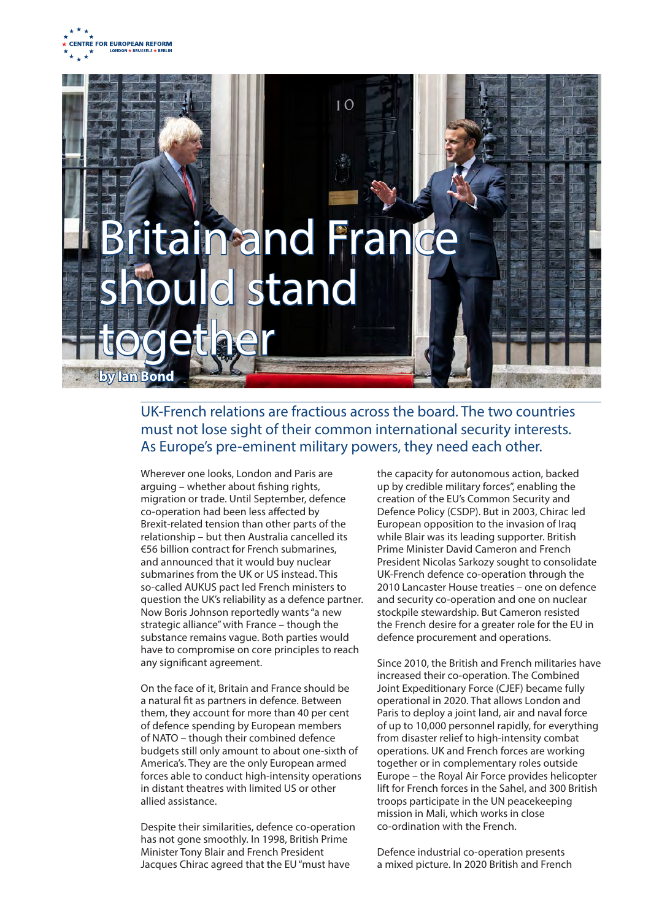CENTRE FOR EUROPEAN REFORM
LONDON ★ BRUSSELS ★ BERLIN

# Britain and France should stand together

**by Ian Bond**

UK-French relations are fractious across the board. The two countries must not lose sight of their common international security interests. As Europe's pre-eminent military powers, they need each other.

Wherever one looks, London and Paris are arguing – whether about fishing rights, migration or trade. Until September, defence co-operation had been less affected by Brexit-related tension than other parts of the relationship – but then Australia cancelled its €56 billion contract for French submarines, and announced that it would buy nuclear submarines from the UK or US instead. This so-called AUKUS pact led French ministers to question the UK's reliability as a defence partner. Now Boris Johnson reportedly wants "a new strategic alliance" with France – though the substance remains vague. Both parties would have to compromise on core principles to reach any significant agreement.

On the face of it, Britain and France should be a natural fit as partners in defence. Between them, they account for more than 40 per cent of defence spending by European members of NATO – though their combined defence budgets still only amount to about one-sixth of America's. They are the only European armed forces able to conduct high-intensity operations in distant theatres with limited US or other allied assistance.

Despite their similarities, defence co-operation has not gone smoothly. In 1998, British Prime Minister Tony Blair and French President Jacques Chirac agreed that the EU "must have the capacity for autonomous action, backed up by credible military forces", enabling the creation of the EU's Common Security and Defence Policy (CSDP). But in 2003, Chirac led European opposition to the invasion of Iraq while Blair was its leading supporter. British Prime Minister David Cameron and French President Nicolas Sarkozy sought to consolidate UK-French defence co-operation through the 2010 Lancaster House treaties – one on defence and security co-operation and one on nuclear stockpile stewardship. But Cameron resisted the French desire for a greater role for the EU in defence procurement and operations.

Since 2010, the British and French militaries have increased their co-operation. The Combined Joint Expeditionary Force (CJEF) became fully operational in 2020. That allows London and Paris to deploy a joint land, air and naval force of up to 10,000 personnel rapidly, for everything from disaster relief to high-intensity combat operations. UK and French forces are working together or in complementary roles outside Europe – the Royal Air Force provides helicopter lift for French forces in the Sahel, and 300 British troops participate in the UN peacekeeping mission in Mali, which works in close co-ordination with the French.

Defence industrial co-operation presents a mixed picture. In 2020 British and French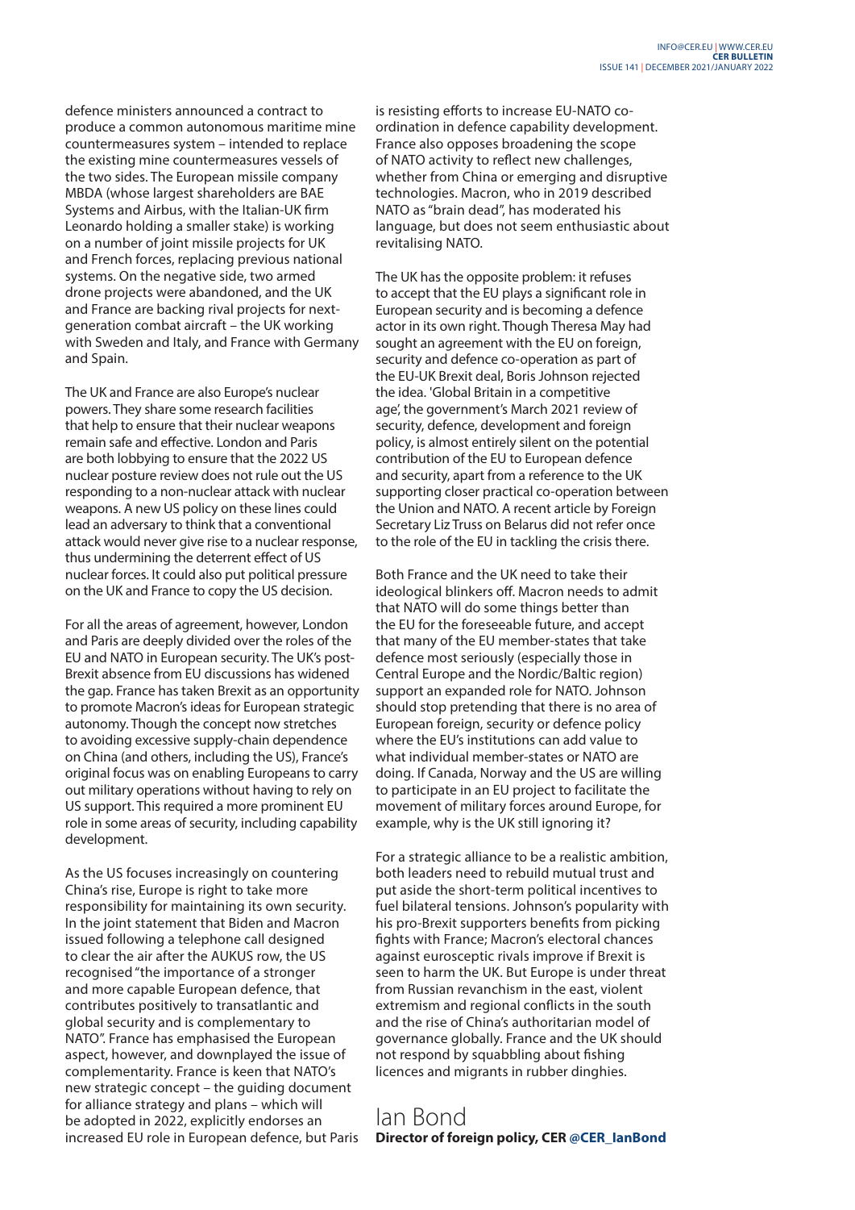defence ministers announced a contract to produce a common autonomous maritime mine countermeasures system – intended to replace the existing mine countermeasures vessels of the two sides. The European missile company MBDA (whose largest shareholders are BAE Systems and Airbus, with the Italian-UK firm Leonardo holding a smaller stake) is working on a number of joint missile projects for UK and French forces, replacing previous national systems. On the negative side, two armed drone projects were abandoned, and the UK and France are backing rival projects for next-generation combat aircraft – the UK working with Sweden and Italy, and France with Germany and Spain.

The UK and France are also Europe's nuclear powers. They share some research facilities that help to ensure that their nuclear weapons remain safe and effective. London and Paris are both lobbying to ensure that the 2022 US nuclear posture review does not rule out the US responding to a non-nuclear attack with nuclear weapons. A new US policy on these lines could lead an adversary to think that a conventional attack would never give rise to a nuclear response, thus undermining the deterrent effect of US nuclear forces. It could also put political pressure on the UK and France to copy the US decision.

For all the areas of agreement, however, London and Paris are deeply divided over the roles of the EU and NATO in European security. The UK's post-Brexit absence from EU discussions has widened the gap. France has taken Brexit as an opportunity to promote Macron's ideas for European strategic autonomy. Though the concept now stretches to avoiding excessive supply-chain dependence on China (and others, including the US), France's original focus was on enabling Europeans to carry out military operations without having to rely on US support. This required a more prominent EU role in some areas of security, including capability development.

As the US focuses increasingly on countering China's rise, Europe is right to take more responsibility for maintaining its own security. In the joint statement that Biden and Macron issued following a telephone call designed to clear the air after the AUKUS row, the US recognised "the importance of a stronger and more capable European defence, that contributes positively to transatlantic and global security and is complementary to NATO". France has emphasised the European aspect, however, and downplayed the issue of complementarity. France is keen that NATO's new strategic concept – the guiding document for alliance strategy and plans – which will be adopted in 2022, explicitly endorses an increased EU role in European defence, but Paris is resisting efforts to increase EU-NATO co-ordination in defence capability development. France also opposes broadening the scope of NATO activity to reflect new challenges, whether from China or emerging and disruptive technologies. Macron, who in 2019 described NATO as "brain dead", has moderated his language, but does not seem enthusiastic about revitalising NATO.

The UK has the opposite problem: it refuses to accept that the EU plays a significant role in European security and is becoming a defence actor in its own right. Though Theresa May had sought an agreement with the EU on foreign, security and defence co-operation as part of the EU-UK Brexit deal, Boris Johnson rejected the idea. 'Global Britain in a competitive age', the government's March 2021 review of security, defence, development and foreign policy, is almost entirely silent on the potential contribution of the EU to European defence and security, apart from a reference to the UK supporting closer practical co-operation between the Union and NATO. A recent article by Foreign Secretary Liz Truss on Belarus did not refer once to the role of the EU in tackling the crisis there.

Both France and the UK need to take their ideological blinkers off. Macron needs to admit that NATO will do some things better than the EU for the foreseeable future, and accept that many of the EU member-states that take defence most seriously (especially those in Central Europe and the Nordic/Baltic region) support an expanded role for NATO. Johnson should stop pretending that there is no area of European foreign, security or defence policy where the EU's institutions can add value to what individual member-states or NATO are doing. If Canada, Norway and the US are willing to participate in an EU project to facilitate the movement of military forces around Europe, for example, why is the UK still ignoring it?

For a strategic alliance to be a realistic ambition, both leaders need to rebuild mutual trust and put aside the short-term political incentives to fuel bilateral tensions. Johnson's popularity with his pro-Brexit supporters benefits from picking fights with France; Macron's electoral chances against eurosceptic rivals improve if Brexit is seen to harm the UK. But Europe is under threat from Russian revanchism in the east, violent extremism and regional conflicts in the south and the rise of China's authoritarian model of governance globally. France and the UK should not respond by squabbling about fishing licences and migrants in rubber dinghies.

Ian Bond

**Director of foreign policy, CER @CER_IanBond**